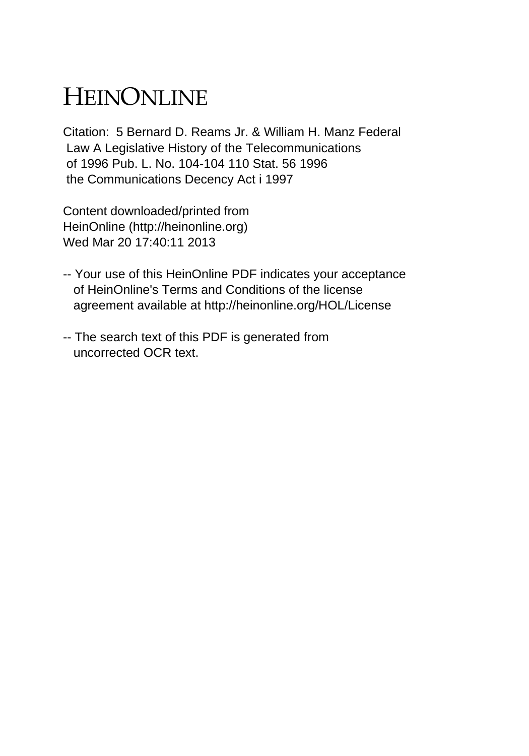# HEINONLINE

Citation: 5 Bernard D. Reams Jr. & William H. Manz Federal Law A Legislative History of the Telecommunications of 1996 Pub. L. No. 104-104 110 Stat. 56 1996 the Communications Decency Act i 1997

Content downloaded/printed from HeinOnline (http://heinonline.org) Wed Mar 20 17:40:11 2013

-- Your use of this HeinOnline PDF indicates your acceptance of HeinOnline's Terms and Conditions of the license agreement available at http://heinonline.org/HOL/License

-- The search text of this PDF is generated from uncorrected OCR text.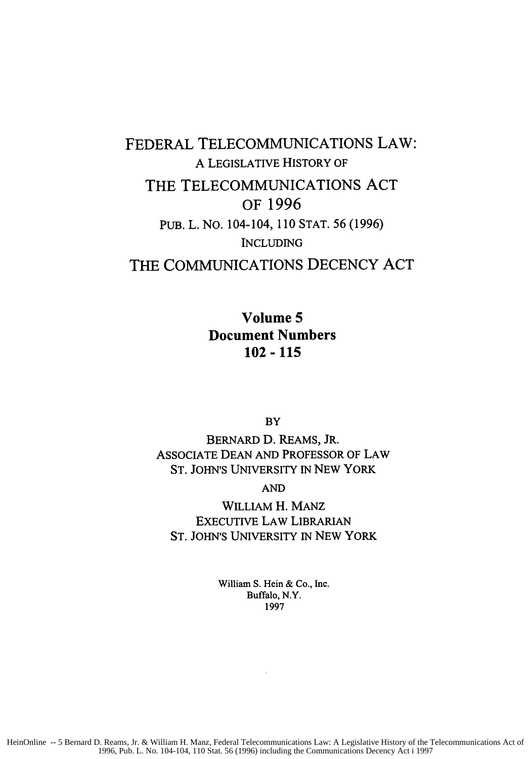# FEDERAL TELECOMMUNICATIONS LAW:

A LEGISLATIVE HISTORY OF

# THE TELECOMMUNICATIONS ACT OF 1996

PUB. L. NO. 104-104, 110 STAT. 56 (1996)

INCLUDING

# THE COMMUNICATIONS DECENCY ACT

**Volume 5**
**Document Numbers**
**102 - 115**

BY

BERNARD D. REAMS, JR.
ASSOCIATE DEAN AND PROFESSOR OF LAW
ST. JOHN'S UNIVERSITY IN NEW YORK

AND

WILLIAM H. MANZ
EXECUTIVE LAW LIBRARIAN
ST. JOHN'S UNIVERSITY IN NEW YORK

William S. Hein & Co., Inc.
Buffalo, N.Y.
1997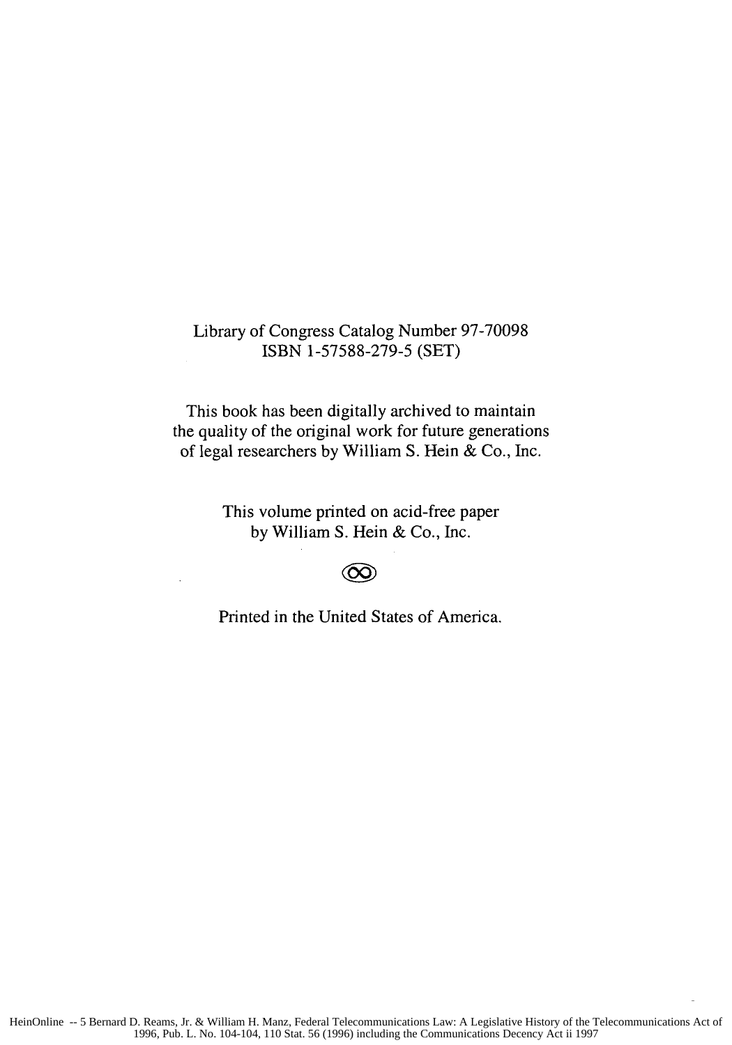Library of Congress Catalog Number 97-70098
ISBN 1-57588-279-5 (SET)

This book has been digitally archived to maintain the quality of the original work for future generations of legal researchers by William S. Hein & Co., Inc.

This volume printed on acid-free paper by William S. Hein & Co., Inc.

∞

Printed in the United States of America.